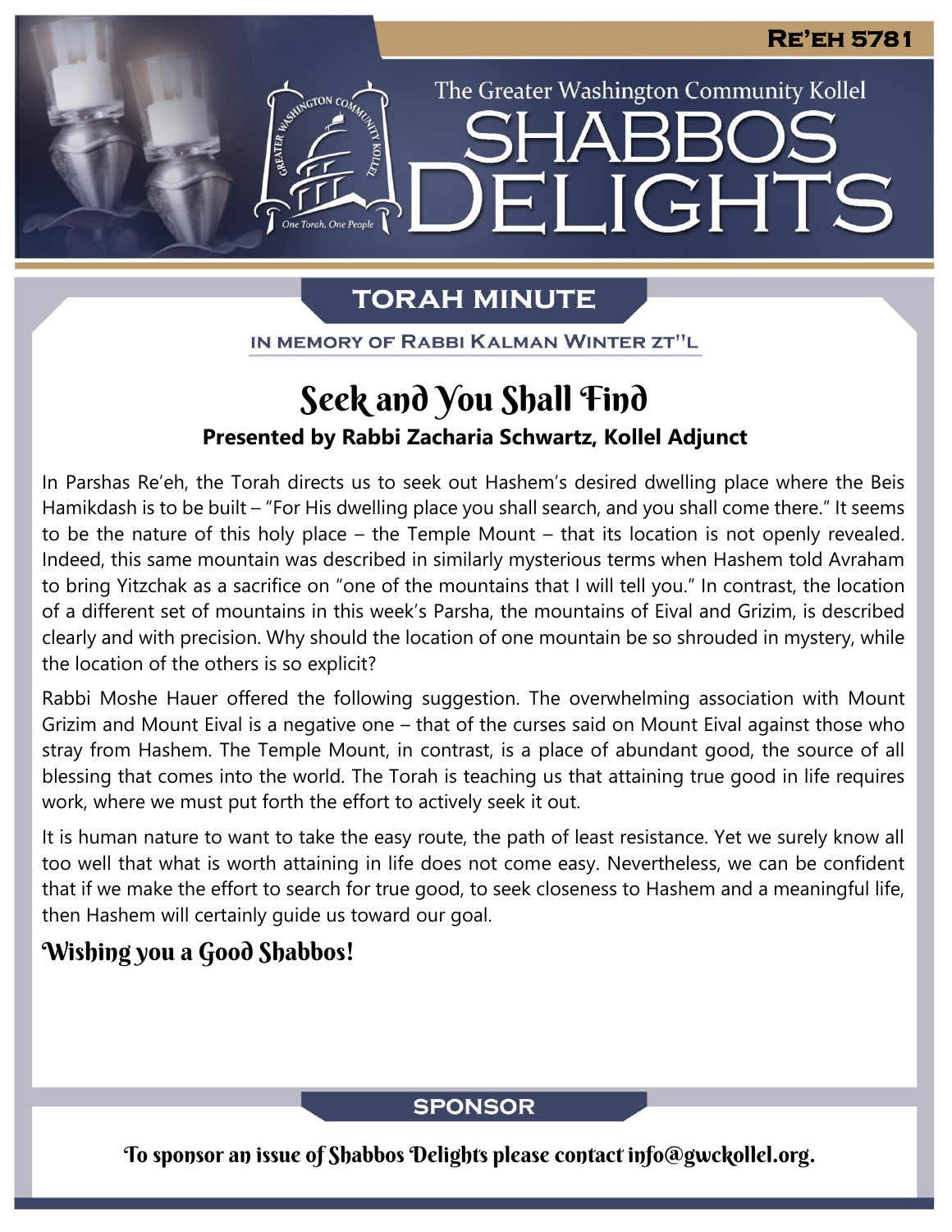RE'EH 5781

The Greater Washington Community Kollel

# SHABBOS DELIGHTS

## TORAH MINUTE

IN MEMORY OF RABBI KALMAN WINTER ZT"L

# Seek and You Shall Find

**Presented by Rabbi Zacharia Schwartz, Kollel Adjunct**

In Parshas Re'eh, the Torah directs us to seek out Hashem's desired dwelling place where the Beis Hamikdash is to be built – "For His dwelling place you shall search, and you shall come there." It seems to be the nature of this holy place – the Temple Mount – that its location is not openly revealed. Indeed, this same mountain was described in similarly mysterious terms when Hashem told Avraham to bring Yitzchak as a sacrifice on "one of the mountains that I will tell you." In contrast, the location of a different set of mountains in this week's Parsha, the mountains of Eival and Grizim, is described clearly and with precision. Why should the location of one mountain be so shrouded in mystery, while the location of the others is so explicit?

Rabbi Moshe Hauer offered the following suggestion. The overwhelming association with Mount Grizim and Mount Eival is a negative one – that of the curses said on Mount Eival against those who stray from Hashem. The Temple Mount, in contrast, is a place of abundant good, the source of all blessing that comes into the world. The Torah is teaching us that attaining true good in life requires work, where we must put forth the effort to actively seek it out.

It is human nature to want to take the easy route, the path of least resistance. Yet we surely know all too well that what is worth attaining in life does not come easy. Nevertheless, we can be confident that if we make the effort to search for true good, to seek closeness to Hashem and a meaningful life, then Hashem will certainly guide us toward our goal.

**Wishing you a Good Shabbos!**

## SPONSOR

To sponsor an issue of Shabbos Delights please contact info@gwckollel.org.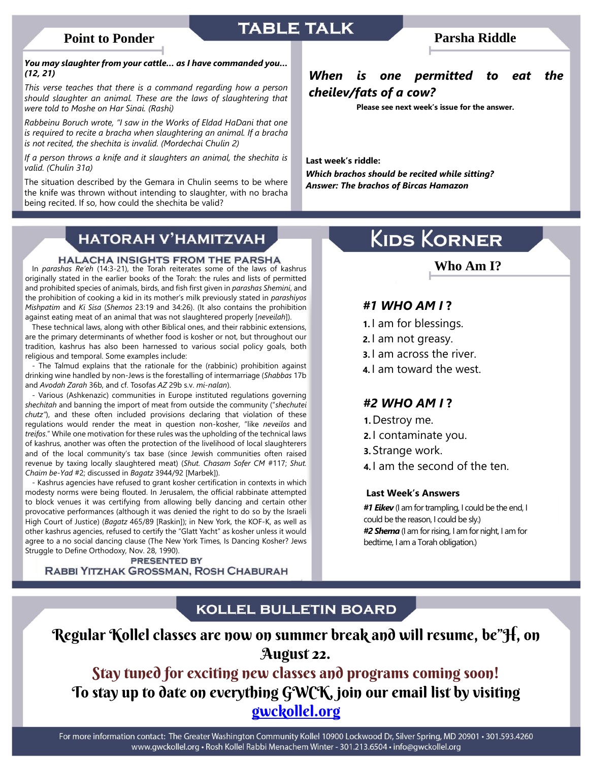# TABLE TALK

## Point to Ponder

***You may slaughter from your cattle… as I have commanded you… (12, 21)***

*This verse teaches that there is a command regarding how a person should slaughter an animal. These are the laws of slaughtering that were told to Moshe on Har Sinai. (Rashi)*

*Rabbeinu Boruch wrote, "I saw in the Works of Eldad HaDani that one is required to recite a bracha when slaughtering an animal. If a bracha is not recited, the shechita is invalid. (Mordechai Chulin 2)*

*If a person throws a knife and it slaughters an animal, the shechita is valid. (Chulin 31a)*

The situation described by the Gemara in Chulin seems to be where the knife was thrown without intending to slaughter, with no bracha being recited. If so, how could the shechita be valid?

## Parsha Riddle

***When is one permitted to eat the cheilev/fats of a cow?***

**Please see next week's issue for the answer.**

**Last week's riddle:**

***Which brachos should be recited while sitting?***

***Answer: The brachos of Bircas Hamazon***

# HATORAH V'HAMITZVAH

## HALACHA INSIGHTS FROM THE PARSHA

In *parashas Re'eh* (14:3-21), the Torah reiterates some of the laws of kashrus originally stated in the earlier books of the Torah: the rules and lists of permitted and prohibited species of animals, birds, and fish first given in *parashas Shemini*, and the prohibition of cooking a kid in its mother's milk previously stated in *parashiyos Mishpatim* and *Ki Sisa* (*Shemos* 23:19 and 34:26). (It also contains the prohibition against eating meat of an animal that was not slaughtered properly [*neveilah*]).

These technical laws, along with other Biblical ones, and their rabbinic extensions, are the primary determinants of whether food is kosher or not, but throughout our tradition, kashrus has also been harnessed to various social policy goals, both religious and temporal. Some examples include:

- The Talmud explains that the rationale for the (rabbinic) prohibition against drinking wine handled by non-Jews is the forestalling of intermarriage (*Shabbas* 17b and *Avodah Zarah* 36b, and cf. Tosofas *AZ* 29b s.v. *mi-nalan*).

- Various (Ashkenazic) communities in Europe instituted regulations governing *shechitah* and banning the import of meat from outside the community ("*shechutei chutz*"), and these often included provisions declaring that violation of these regulations would render the meat in question non-kosher, "like *neveilos* and *treifos*." While one motivation for these rules was the upholding of the technical laws of kashrus, another was often the protection of the livelihood of local slaughterers and of the local community's tax base (since Jewish communities often raised revenue by taxing locally slaughtered meat) (*Shut. Chasam Sofer CM* #117; *Shut. Chaim be-Yad* #2; discussed in *Bagatz* 3944/92 [Marbek]).

- Kashrus agencies have refused to grant kosher certification in contexts in which modesty norms were being flouted. In Jerusalem, the official rabbinate attempted to block venues it was certifying from allowing belly dancing and certain other provocative performances (although it was denied the right to do so by the Israeli High Court of Justice) (*Bagatz* 465/89 [Raskin]); in New York, the KOF-K, as well as other kashrus agencies, refused to certify the "Glatt Yacht" as kosher unless it would agree to a no social dancing clause (The New York Times, Is Dancing Kosher? Jews Struggle to Define Orthodoxy, Nov. 28, 1990).

PRESENTED BY
RABBI YITZHAK GROSSMAN, ROSH CHABURAH

# KIDS KORNER

## Who Am I?

### #1 WHO AM I ?

1. I am for blessings.
2. I am not greasy.
3. I am across the river.
4. I am toward the west.

### #2 WHO AM I ?

1. Destroy me.
2. I contaminate you.
3. Strange work.
4. I am the second of the ten.

**Last Week's Answers**

***#1 Eikev*** (I am for trampling, I could be the end, I could be the reason, I could be sly.)
***#2 Shema*** (I am for rising, I am for night, I am for bedtime, I am a Torah obligation.)

# KOLLEL BULLETIN BOARD

Regular Kollel classes are now on summer break and will resume, be"H, on August 22.

Stay tuned for exciting new classes and programs coming soon!

To stay up to date on everything GWCK, join our email list by visiting [gwckollel.org](gwckollel.org)

For more information contact: The Greater Washington Community Kollel 10900 Lockwood Dr, Silver Spring, MD 20901 • 301.593.4260
www.gwckollel.org • Rosh Kollel Rabbi Menachem Winter - 301.213.6504 • info@gwckollel.org